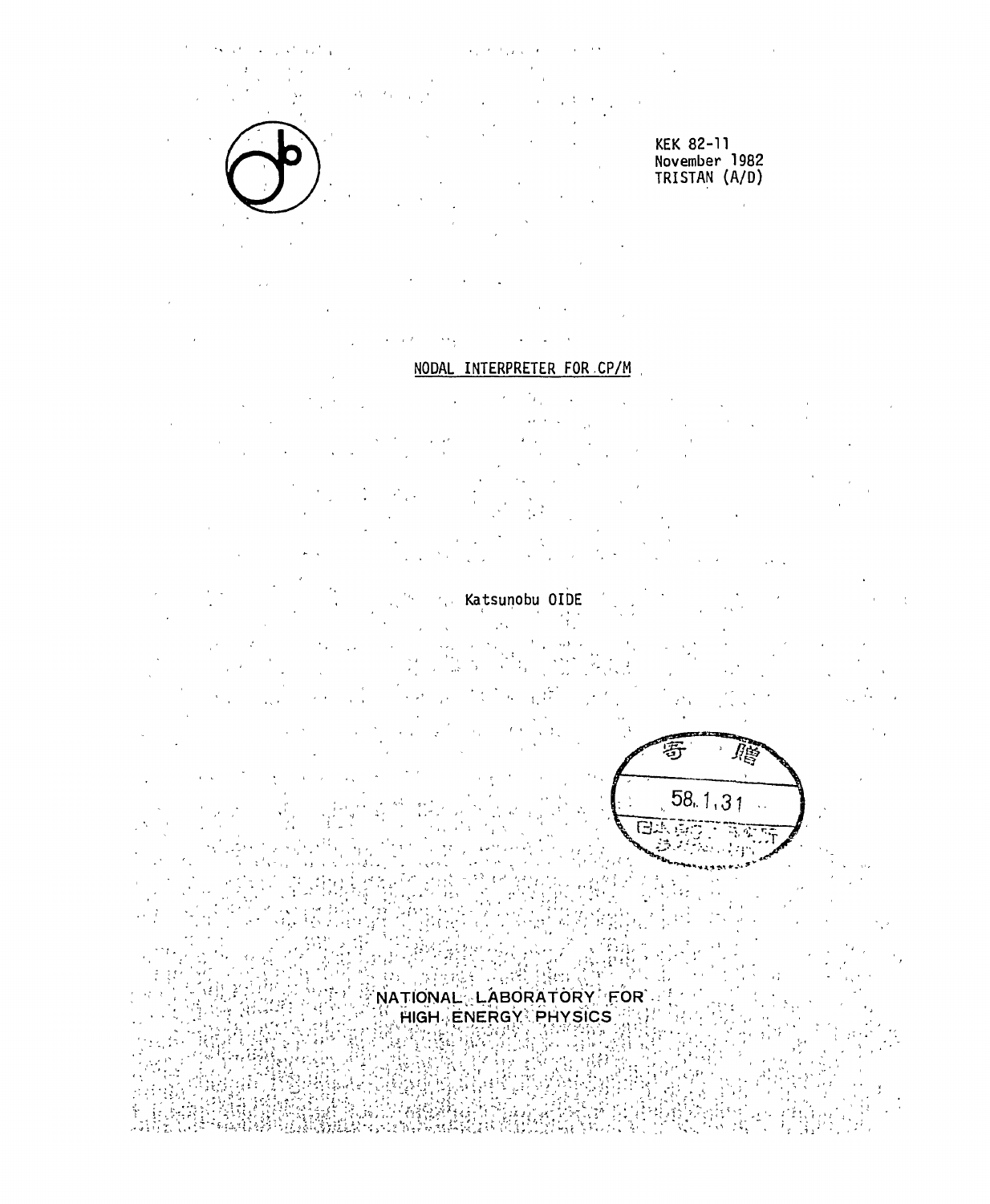KEK 82-11
November 1982
TRISTAN (A/D)

# NODAL INTERPRETER FOR CP/M

Katsunobu OIDE

寄贈
58.1.31

NATIONAL LABORATORY FOR
HIGH ENERGY PHYSICS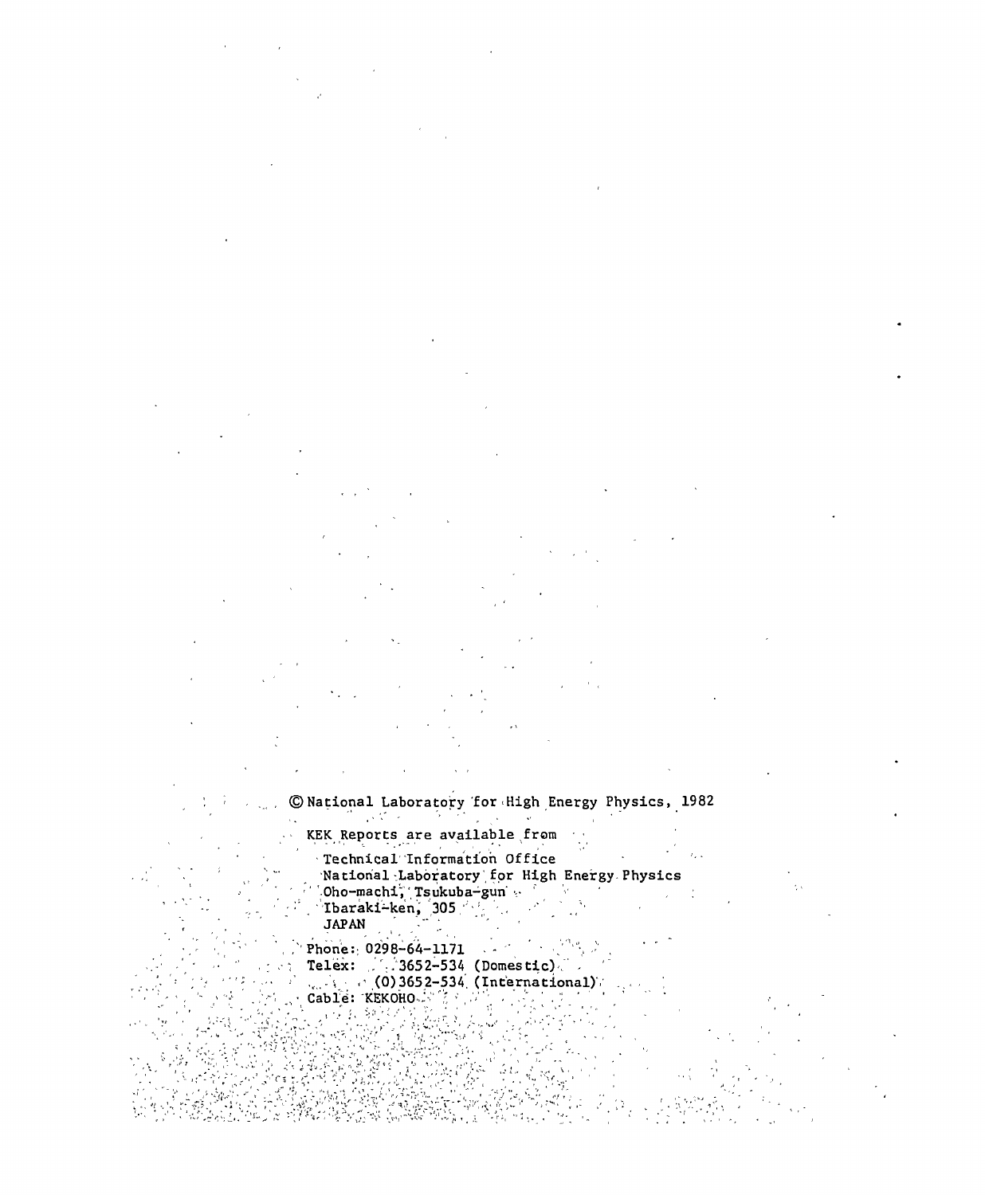© National Laboratory for High Energy Physics, 1982

KEK Reports are available from

Technical Information Office
National Laboratory for High Energy Physics
Oho-machi, Tsukuba-gun
Ibaraki-ken, 305
JAPAN

Phone: 0298-64-1171
Telex: 3652-534 (Domestic)
(0)3652-534 (International)
Cable: KEKOHO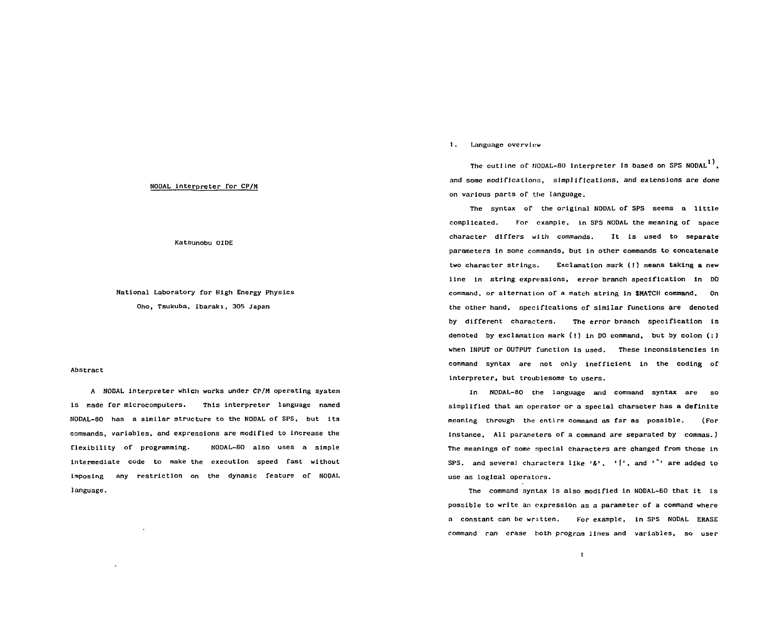# NODAL interpreter for CP/M

Katsunobu OIDE

National Laboratory for High Energy Physics
Oho, Tsukuba, Ibaraki, 305 Japan

## Abstract

A NODAL interpreter which works under CP/M operating system is made for microcomputers. This interpreter language named NODAL-80 has a similar structure to the NODAL of SPS, but its commands, variables, and expressions are modified to increase the flexibility of programming. NODAL-80 also uses a simple intermediate code to make the execution speed fast without imposing any restriction on the dynamic feature of NODAL language.

## 1. Language overview

The outline of NODAL-80 interpreter is based on SPS NODAL[1], and some modifications, simplifications, and extensions are done on various parts of the language.

The syntax of the original NODAL of SPS seems a little complicated. For example, in SPS NODAL the meaning of space character differs with commands. It is used to separate parameters in some commands, but in other commands to concatenate two character strings. Exclamation mark (!) means taking a new line in string expressions, error branch specification in DO command, or alternation of a match string in $MATCH command. On the other hand, specifications of similar functions are denoted by different characters. The error branch specification is denoted by exclamation mark (!) in DO command, but by colon (:) when INPUT or OUTPUT function is used. These inconsistencies in command syntax are not only inefficient in the coding of interpreter, but troublesome to users.

In NODAL-80 the language and command syntax are so simplified that an operator or a special character has a definite meaning through the entire command as far as possible. (For instance, All parameters of a command are separated by commas.) The meanings of some special characters are changed from those in SPS, and several characters like '&', '|', and '~' are added to use as logical operators.

The command syntax is also modified in NODAL-80 that it is possible to write an expression as a parameter of a command where a constant can be written. For example, in SPS NODAL ERASE command can erase both program lines and variables, so user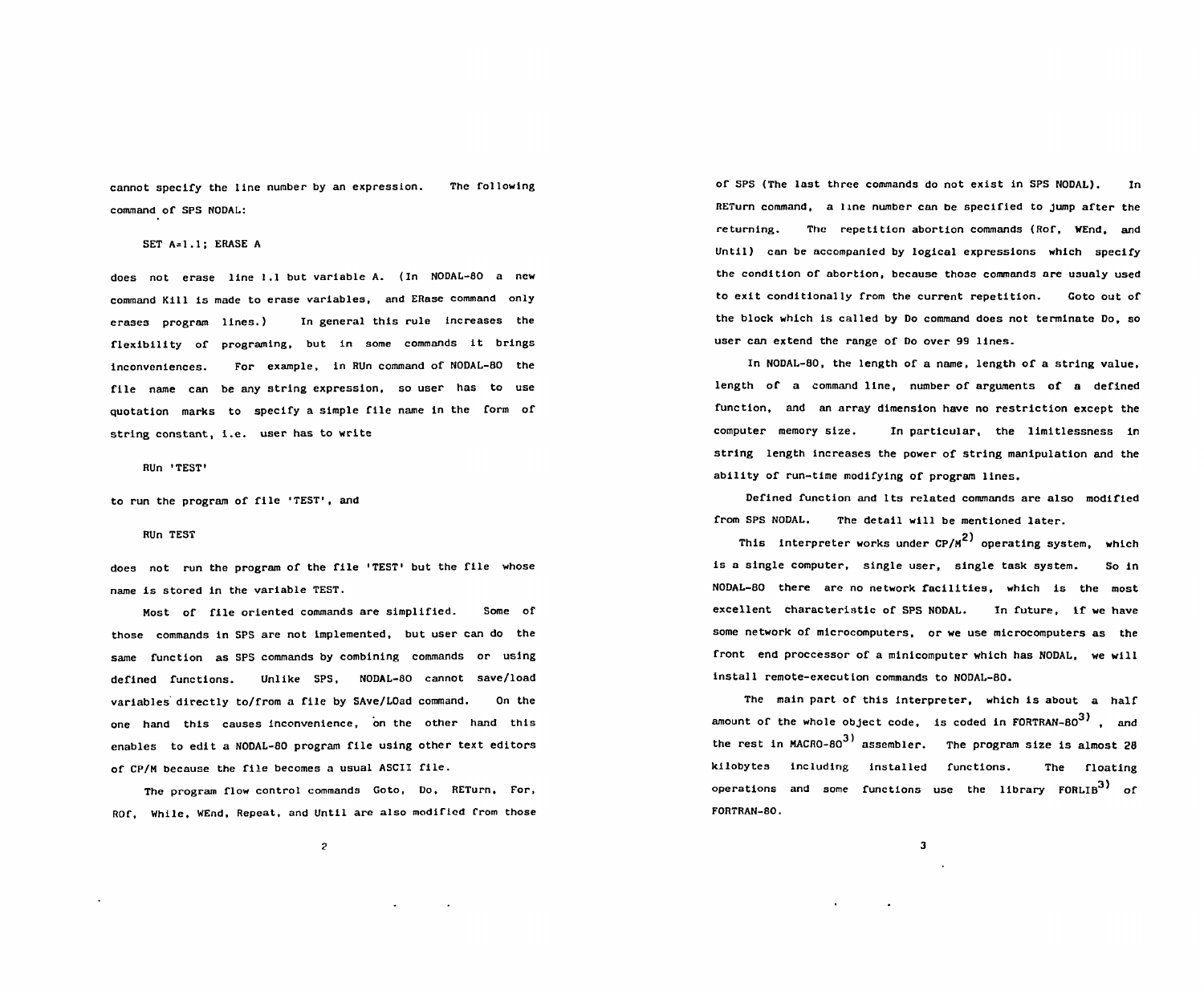cannot specify the line number by an expression. The following command of SPS NODAL:

```
SET A=1.1; ERASE A
```

does not erase line 1.1 but variable A. (In NODAL-80 a new command Kill is made to erase variables, and ERase command only erases program lines.) In general this rule increases the flexibility of programing, but in some commands it brings inconveniences. For example, in RUn command of NODAL-80 the file name can be any string expression, so user has to use quotation marks to specify a simple file name in the form of string constant, i.e. user has to write

```
RUn 'TEST'
```

to run the program of file 'TEST', and

```
RUn TEST
```

does not run the program of the file 'TEST' but the file whose name is stored in the variable TEST.

Most of file oriented commands are simplified. Some of those commands in SPS are not implemented, but user can do the same function as SPS commands by combining commands or using defined functions. Unlike SPS, NODAL-80 cannot save/load variables directly to/from a file by SAve/LOad command. On the one hand this causes inconvenience, on the other hand this enables to edit a NODAL-80 program file using other text editors of CP/M because the file becomes a usual ASCII file.

The program flow control commands Goto, Do, RETurn, For, ROf, While, WEnd, Repeat, and Until are also modified from those of SPS (The last three commands do not exist in SPS NODAL). In RETurn command, a line number can be specified to jump after the returning. The repetition abortion commands (Rof, WEnd, and Until) can be accompanied by logical expressions which specify the condition of abortion, because those commands are usualy used to exit conditionally from the current repetition. Goto out of the block which is called by Do command does not terminate Do, so user can extend the range of Do over 99 lines.

In NODAL-80, the length of a name, length of a string value, length of a command line, number of arguments of a defined function, and an array dimension have no restriction except the computer memory size. In particular, the limitlessness in string length increases the power of string manipulation and the ability of run-time modifying of program lines.

Defined function and its related commands are also modified from SPS NODAL. The detail will be mentioned later.

This interpreter works under CP/M[2] operating system, which is a single computer, single user, single task system. So in NODAL-80 there are no network facilities, which is the most excellent characteristic of SPS NODAL. In future, if we have some network of microcomputers, or we use microcomputers as the front end proccessor of a minicomputer which has NODAL, we will install remote-execution commands to NODAL-80.

The main part of this interpreter, which is about a half amount of the whole object code, is coded in FORTRAN-80[3], and the rest in MACRO-80[3] assembler. The program size is almost 28 kilobytes including installed functions. The floating operations and some functions use the library FORLIB[3] of FORTRAN-80.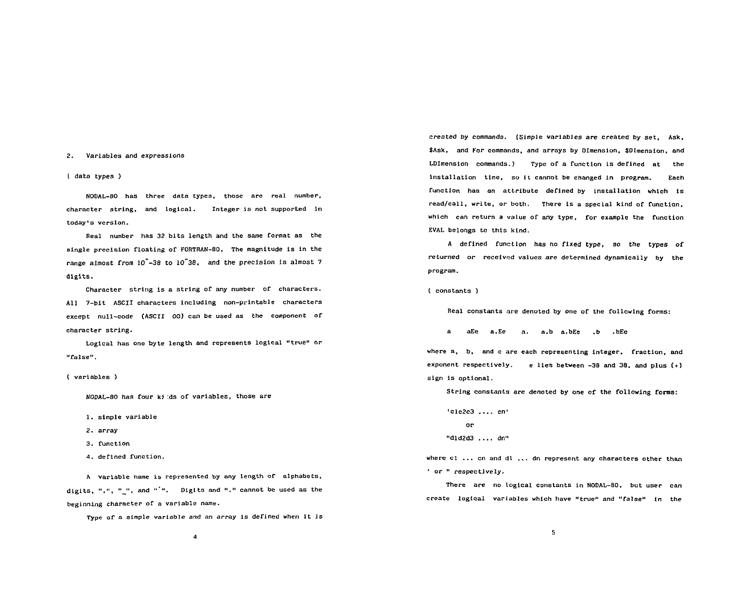## 2. Variables and expressions

( data types )

NODAL-80 has three data types, those are real number, character string, and logical. Integer is not supported in today's version.

Real number has 32 bits length and the same format as the single precision floating of FORTRAN-80. The magnitude is in the range almost from 10^-38 to 10^38, and the precision is almost 7 digits.

Character string is a string of any number of characters. All 7-bit ASCII characters including non-printable characters except null-code (ASCII 00) can be used as the component of character string.

Logical has one byte length and represents logical "true" or "false".

( variables )

NODAL-80 has four kinds of variables, those are

1. simple variable
2. array
3. function
4. defined function.

A variable name is represented by any length of alphabets, digits, ".", "_", and "`". Digits and "." cannot be used as the beginning character of a variable name.

Type of a simple variable and an array is defined when it is created by commands. (Simple variables are created by set, Ask, $Ask, and For commands, and arrays by DImension, $DImension, and LDImension commands.) Type of a function is defined at the installation time, so it cannot be changed in program. Each function has an attribute defined by installation which is read/call, write, or both. There is a special kind of function, which can return a value of any type, for example the function EVAL belongs to this kind.

A defined function has no fixed type, so the types of returned or received values are determined dynamically by the program.

( constants )

Real constants are denoted by one of the following forms:

a   aEe   a.Ee   a.   a.b   a.bEe   .b   .bEe

where a, b, and c are each representing integer, fraction, and exponent respectively. e lies between -38 and 38, and plus (+) sign is optional.

String constants are denoted by one of the following forms:

'c1c2c3 .... cn'

or

"d1d2d3 .... dn"

where c1 ... cn and d1 ... dn represent any characters other than ' or " respectively.

There are no logical constants in NODAL-80, but user can create logical variables which have "true" and "false" in the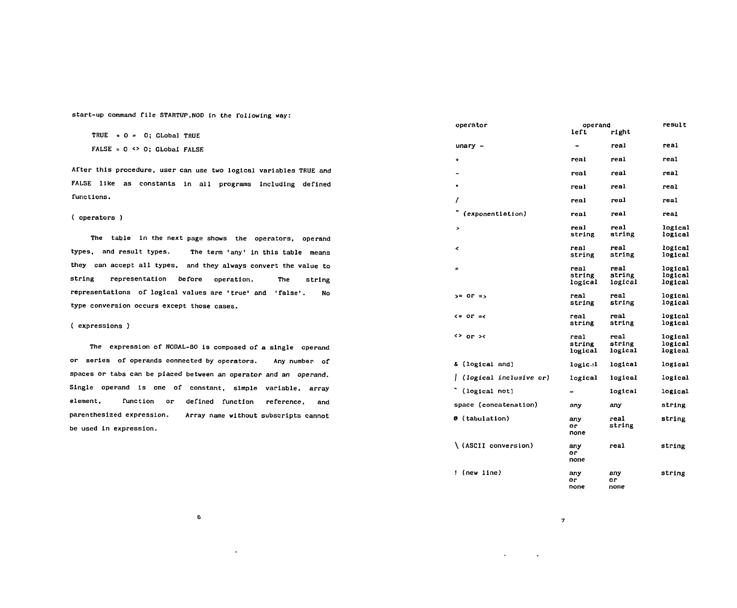start-up command file STARTUP.NOD in the following way:

```
TRUE  = 0 =  0; GLobal TRUE
FALSE = 0 <> 0; GLobal FALSE
```

After this procedure, user can use two logical variables TRUE and FALSE like as constants in all programs including defined functions.

( operators )

The table in the next page shows the operators, operand types, and result types. The term 'any' in this table means they can accept all types, and they always convert the value to string representation before operation. The string representations of logical values are 'true' and 'false'. No type conversion occurs except those cases.

( expressions )

The expression of NODAL-80 is composed of a single operand or series of operands connected by operators. Any number of spaces or tabs can be placed between an operator and an operand. Single operand is one of constant, simple variable, array element, function or defined function reference, and parenthesized expression. Array name without subscripts cannot be used in expression.

| operator | operand left | operand right | result |
|---|---|---|---|
| unary - | - | real | real |
| + | real | real | real |
| - | real | real | real |
| * | real | real | real |
| / | real | real | real |
| ^ (exponentiation) | real | real | real |
| > | real<br>string | real<br>string | logical<br>logical |
| < | real<br>string | real<br>string | logical<br>logical |
| = | real<br>string<br>logical | real<br>string<br>logical | logical<br>logical<br>logical |
| >= or => | real<br>string | real<br>string | logical<br>logical |
| <= or =< | real<br>string | real<br>string | logical<br>logical |
| <> or >< | real<br>string<br>logical | real<br>string<br>logical | logical<br>logical<br>logical |
| & (logical and) | logical | logical | logical |
| \| (logical inclusive or) | logical | logical | logical |
| ~ (logical not) | - | logical | logical |
| space (concatenation) | any | any | string |
| @ (tabulation) | any or none | real<br>string | string |
| \ (ASCII conversion) | any or none | real | string |
| ! (new line) | any or none | any or none | string |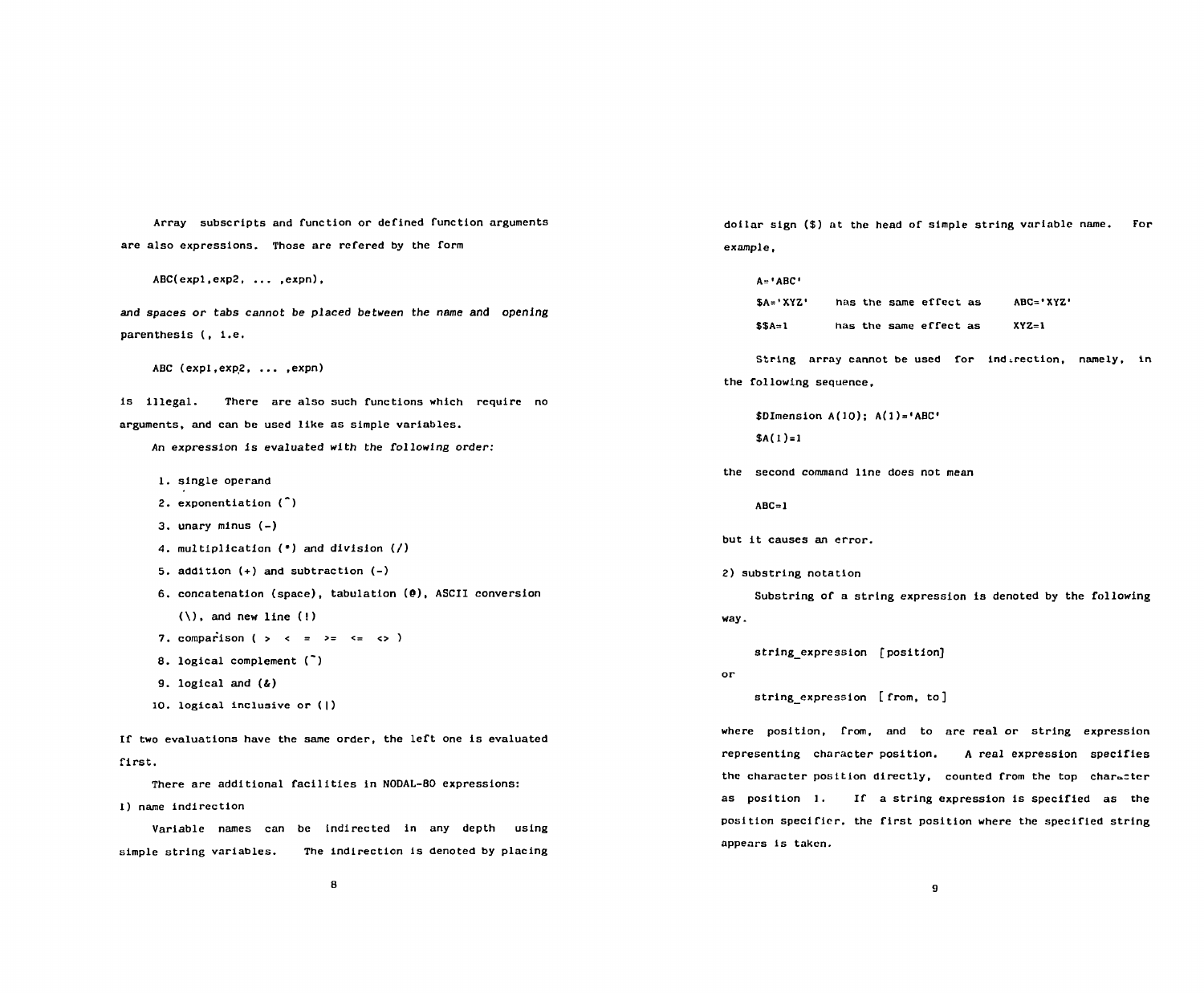Array subscripts and function or defined function arguments are also expressions. Those are refered by the form

```
ABC(expl,exp2, ... ,expn),
```

*and spaces or tabs cannot be placed between the name and opening* parenthesis (, i.e.

```
ABC (expl,exp2, ... ,expn)
```

is illegal. There are also such functions which require no arguments, and can be used like as simple variables.

*An expression is evaluated with the following order:*

1. single operand
2. exponentiation (^)
3. unary minus (-)
4. multiplication (*) and division (/)
5. addition (+) and subtraction (-)
6. concatenation (space), tabulation (@), ASCII conversion (\), and new line (!)
7. comparison ( > < = >= <= <> )
8. logical complement (~)
9. logical and (&)
10. logical inclusive or (|)

If two evaluations have the same order, the left one is evaluated first.

There are additional facilities in NODAL-80 expressions:

1) name indirection

Variable names can be indirected in any depth using simple string variables. The indirection is denoted by placing dollar sign ($) at the head of simple string variable name. For example,

```
A='ABC'
$A='XYZ'     has the same effect as     ABC='XYZ'
$$A=1        has the same effect as     XYZ=1
```

String array cannot be used for indirection, namely, in the following sequence,

```
$DImension A(10); A(1)='ABC'
$A(1)=1
```

the second command line does not mean

```
ABC=1
```

but it causes an error.

2) substring notation

Substring of a string expression is denoted by the following way.

```
string_expression [position]
```

or

```
string_expression [from, to]
```

where position, from, and to are real or string expression representing character position. A real expression specifies the character position directly, counted from the top character as position 1. If a string expression is specified as the position specifier, the first position where the specified string appears is taken.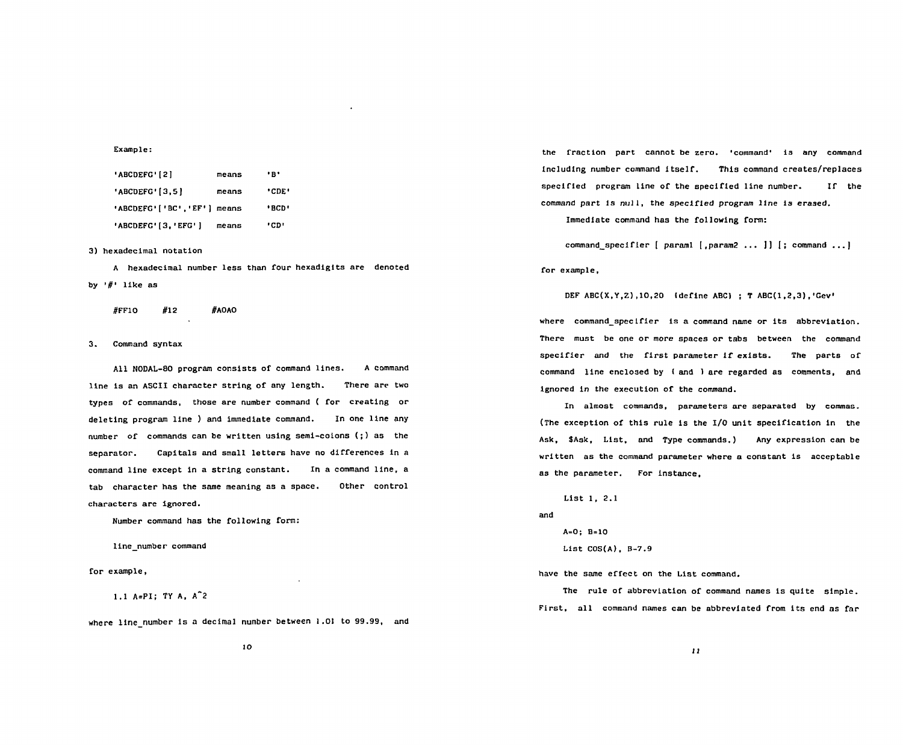Example:

```
'ABCDEFG'[2]          means    'B'
'ABCDEFG'[3,5]        means    'CDE'
'ABCDEFG'['BC','EF']  means    'BCD'
'ABCDEFG'[3,'EFG']    means    'CD'
```

3) hexadecimal notation

A hexadecimal number less than four hexadigits are denoted by '#' like as

```
#FF10     #12     #A0A0
```

3. Command syntax

All NODAL-80 program consists of command lines. A command line is an ASCII character string of any length. There are two types of commands, those are number command ( for creating or deleting program line ) and immediate command. In one line any number of commands can be written using semi-colons (;) as the separator. Capitals and small letters have no differences in a command line except in a string constant. In a command line, a tab character has the same meaning as a space. Other control characters are ignored.

Number command has the following form:

```
line_number command
```

for example,

```
1.1 A=PI; TY A, A^2
```

where line_number is a decimal number between 1.01 to 99.99, and the fraction part cannot be zero. 'command' is any command including number command itself. This command creates/replaces specified program line of the specified line number. If the command part is null, the specified program line is erased.

Immediate command has the following form:

```
command_specifier [ param1 [,param2 ... ]] [; command ...]
```

for example,

```
DEF ABC(X,Y,Z),10,20 (define ABC) ; T ABC(1,2,3),'Gev'
```

where command_specifier is a command name or its abbreviation. There must be one or more spaces or tabs between the command specifier and the first parameter if exists. The parts of command line enclosed by ( and ) are regarded as comments, and ignored in the execution of the command.

In almost commands, parameters are separated by commas. (The exception of this rule is the I/O unit specification in the Ask, $Ask, List, and Type commands.) Any expression can be written as the command parameter where a constant is acceptable as the parameter. For instance,

```
List 1, 2.1
```

and

```
A=0; B=10
List COS(A), B-7.9
```

have the same effect on the List command.

The rule of abbreviation of command names is quite simple. First, all command names can be abbreviated from its end as far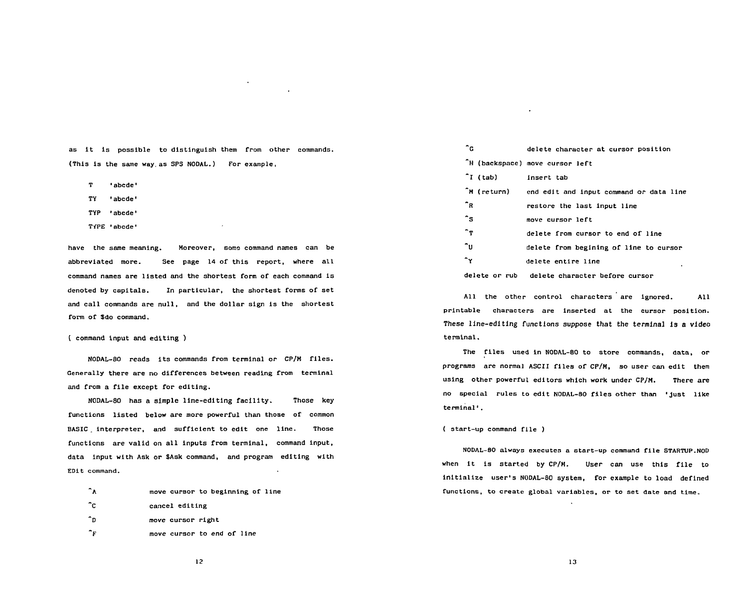as it is possible to distinguish them from other commands. (This is the same way as SPS NODAL.) For example,

```
T    'abcde'
TY   'abcde'
TYP  'abcde'
TYPE 'abcde'
```

have the same meaning. Moreover, some command names can be abbreviated more. See page 14 of this report, where all command names are listed and the shortest form of each command is denoted by capitals. In particular, the shortest forms of set and call commands are null, and the dollar sign is the shortest form of $do command.

( command input and editing )

NODAL-80 reads its commands from terminal or CP/M files. Generally there are no differences between reading from terminal and from a file except for editing.

NODAL-80 has a simple line-editing facility. Those key functions listed below are more powerful than those of common BASIC interpreter, and sufficient to edit one line. Those functions are valid on all inputs from terminal, command input, data input with Ask or $Ask command, and program editing with EDit command.

| | |
|---|---|
| ^A | move cursor to beginning of line |
| ^C | cancel editing |
| ^D | move cursor right |
| ^F | move cursor to end of line |
| ^G | delete character at cursor position |
| ^H (backspace) | move cursor left |
| ^I (tab) | insert tab |
| ^M (return) | end edit and input command or data line |
| ^R | restore the last input line |
| ^S | move cursor left |
| ^T | delete from cursor to end of line |
| ^U | delete from begining of line to cursor |
| ^Y | delete entire line |
| delete or rub | delete character before cursor |

All the other control characters are ignored. All printable characters are inserted at the cursor position. *These line-editing functions suppose that the terminal is a video terminal.*

The files used in NODAL-80 to store commands, data, or programs are normal ASCII files of CP/M, so user can edit them using other powerful editors which work under CP/M. There are no special rules to edit NODAL-80 files other than 'just like terminal'.

( start-up command file )

NODAL-80 always executes a start-up command file STARTUP.NOD when it is started by CP/M. User can use this file to initialize user's NODAL-80 system, for example to load defined functions, to create global variables, or to set date and time.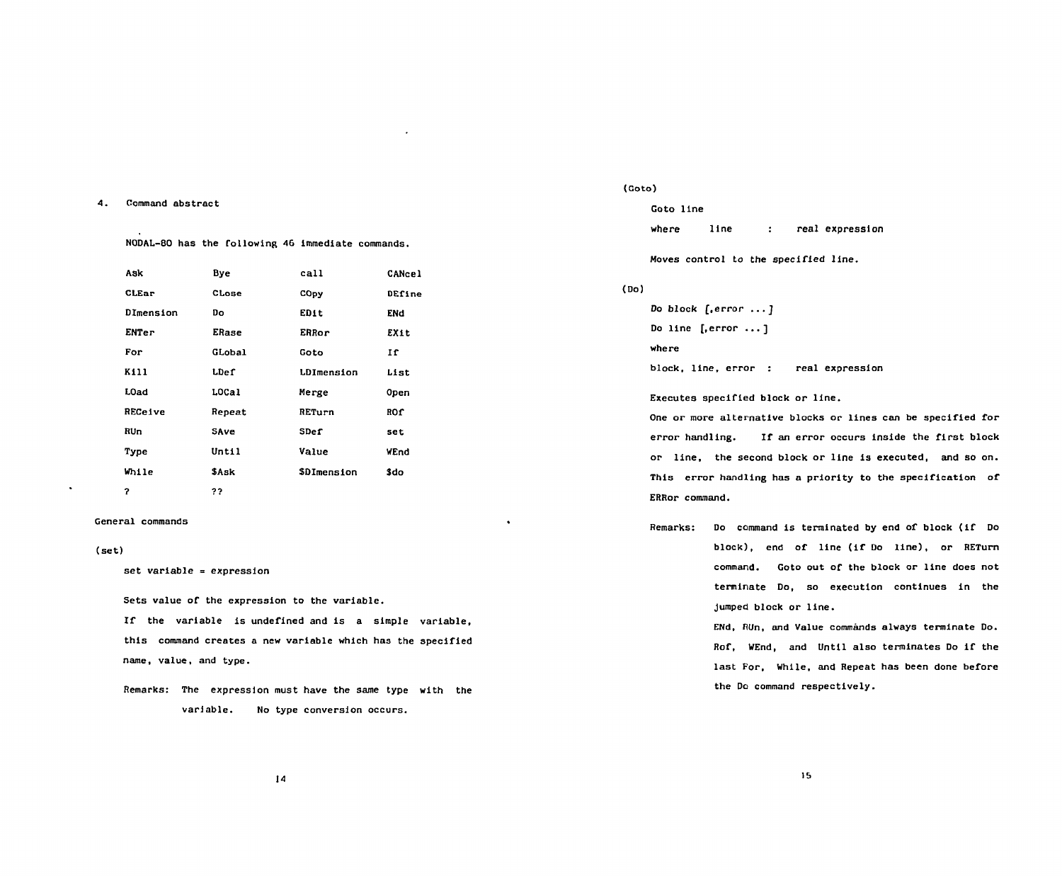## 4. Command abstract

NODAL-80 has the following 46 immediate commands.

| | | | |
|---|---|---|---|
| Ask | Bye | call | CANcel |
| CLEar | CLose | COpy | DEfine |
| DImension | Do | EDit | ENd |
| ENTer | ERase | ERRor | EXit |
| For | GLobal | Goto | If |
| Kill | LDef | LDImension | List |
| LOad | LOCal | Merge | Open |
| RECeive | Repeat | RETurn | ROf |
| RUn | SAve | SDef | set |
| Type | Until | Value | WEnd |
| While | $Ask | $DImension | $do |
| ? | ?? | | |

### General commands

(set)

```
set variable = expression
```

Sets value of the expression to the variable.

If the variable is undefined and is a simple variable, this command creates a new variable which has the specified name, value, and type.

Remarks: The expression must have the same type with the variable. No type conversion occurs.

(Goto)

```
Goto line
where    line    :    real expression
```

Moves control to the specified line.

(Do)

```
Do block [,error ...]
Do line [,error ...]
where
block, line, error  :    real expression
```

Executes specified block or line.

One or more alternative blocks or lines can be specified for error handling. If an error occurs inside the first block or line, the second block or line is executed, and so on. This error handling has a priority to the specification of ERRor command.

Remarks: Do command is terminated by end of block (if Do block), end of line (if Do line), or RETurn command. Goto out of the block or line does not terminate Do, so execution continues in the jumped block or line.

ENd, RUn, and Value commands always terminate Do. Rof, WEnd, and Until also terminates Do if the last For, While, and Repeat has been done before the Do command respectively.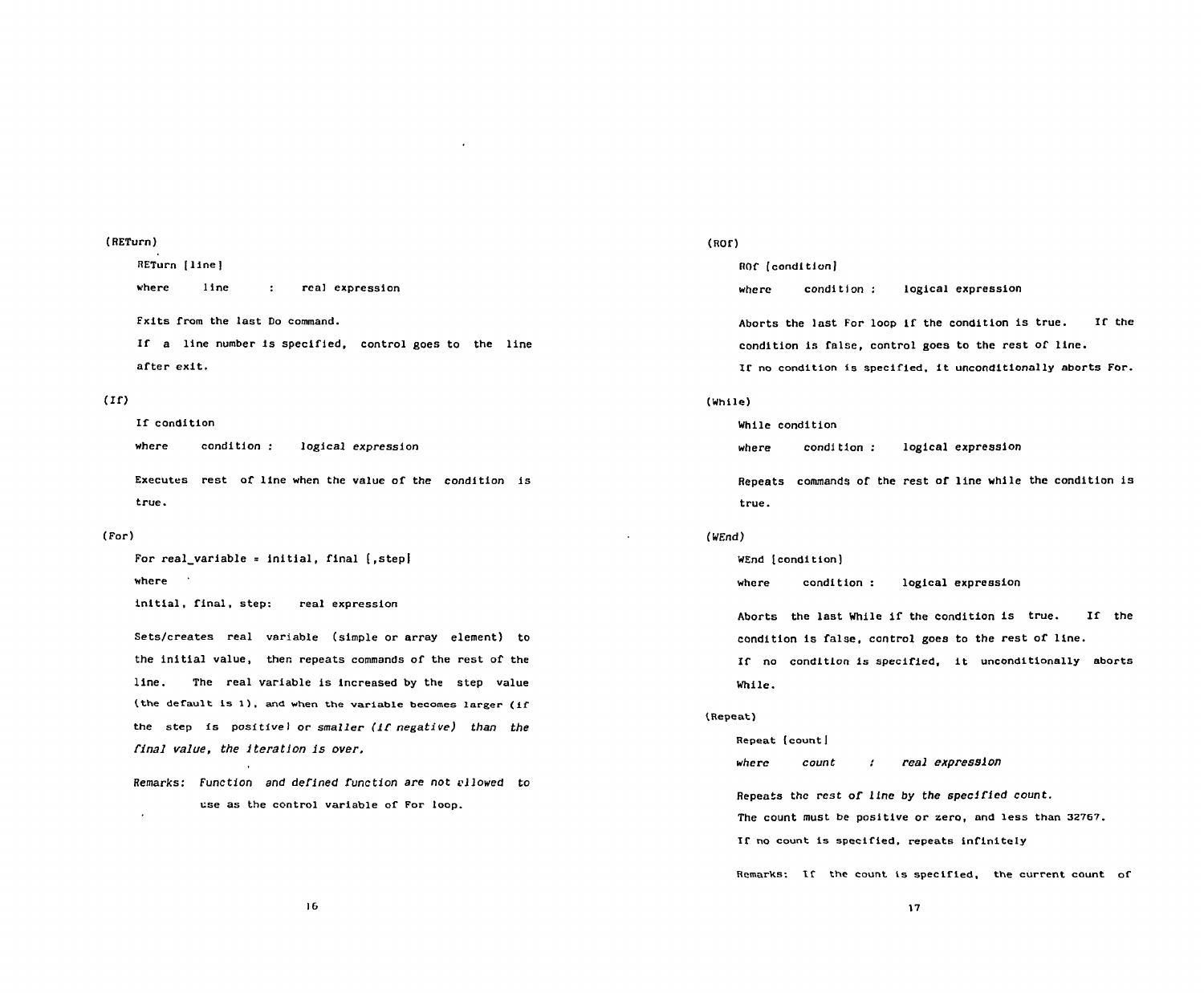(RETurn)

RETurn [line]

where  line  :  real expression

Exits from the last Do command.

If a line number is specified, control goes to the line after exit.

(If)

If condition

where  condition :  logical expression

Executes rest of line when the value of the condition is true.

(For)

For real_variable = initial, final [,step]

where

initial, final, step:  real expression

Sets/creates real variable (simple or array element) to the initial value, then repeats commands of the rest of the line. The real variable is increased by the step value (the default is 1), and when the variable becomes larger (if the step is positive) or smaller (if negative) than the final value, the iteration is over.

Remarks: Function and defined function are not allowed to use as the control variable of For loop.

(ROf)

ROf [condition]

where  condition :  logical expression

Aborts the last For loop if the condition is true. If the condition is false, control goes to the rest of line.

If no condition is specified, it unconditionally aborts For.

(While)

While condition

where  condition :  logical expression

Repeats commands of the rest of line while the condition is true.

(WEnd)

WEnd [condition]

where  condition :  logical expression

Aborts the last While if the condition is true. If the condition is false, control goes to the rest of line.

If no condition is specified, it unconditionally aborts While.

(Repeat)

Repeat [count]

where  count  :  real expression

Repeats the rest of line by the specified count.

The count must be positive or zero, and less than 32767.

If no count is specified, repeats infinitely

Remarks: If the count is specified, the current count of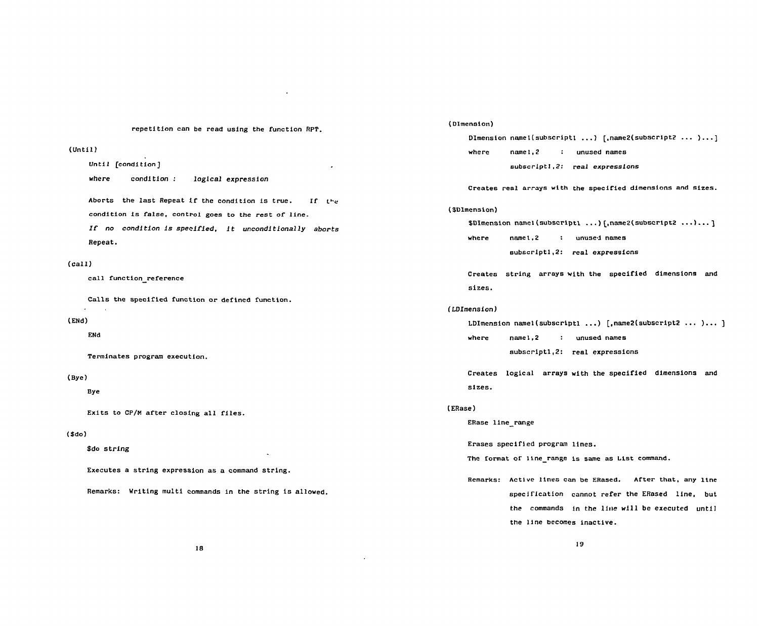repetition can be read using the function RPT.

(Until)

*Until [condition]*

*where condition : logical expression*

Aborts the last Repeat if the condition is true. If the condition is false, control goes to the rest of line.

*If no condition is specified, it unconditionally aborts* Repeat.

(call)

call function_reference

Calls the specified function or defined function.

(ENd)

ENd

Terminates program execution.

(Bye)

Bye

Exits to CP/M after closing all files.

($do)

$do string

Executes a string expression as a command string.

Remarks: Writing multi commands in the string is allowed.

(DImension)

DImension name1(subscript1 ...) [,name2(subscript2 ... )...]

where name1,2 : unused names

subscript1,2: *real expressions*

Creates real arrays with the specified dimensions and sizes.

($DImension)

$DImension name1(subscript1 ...)[,name2(subscript2 ...)...]

where name1,2 : unused names

subscript1,2: real expressions

Creates string arrays with the specified dimensions and sizes.

(*LDImension*)

LDImension name1(subscript1 ...) [,name2(subscript2 ... )... ]

where name1,2 : unused names

subscript1,2: real expressions

Creates logical arrays with the specified dimensions and sizes.

(ERase)

ERase line_range

Erases specified program lines.

The format of line_range is same as List command.

Remarks: Active lines can be ERased. After that, any line specification cannot refer the ERased line, but the commands in the line will be executed until the line becomes inactive.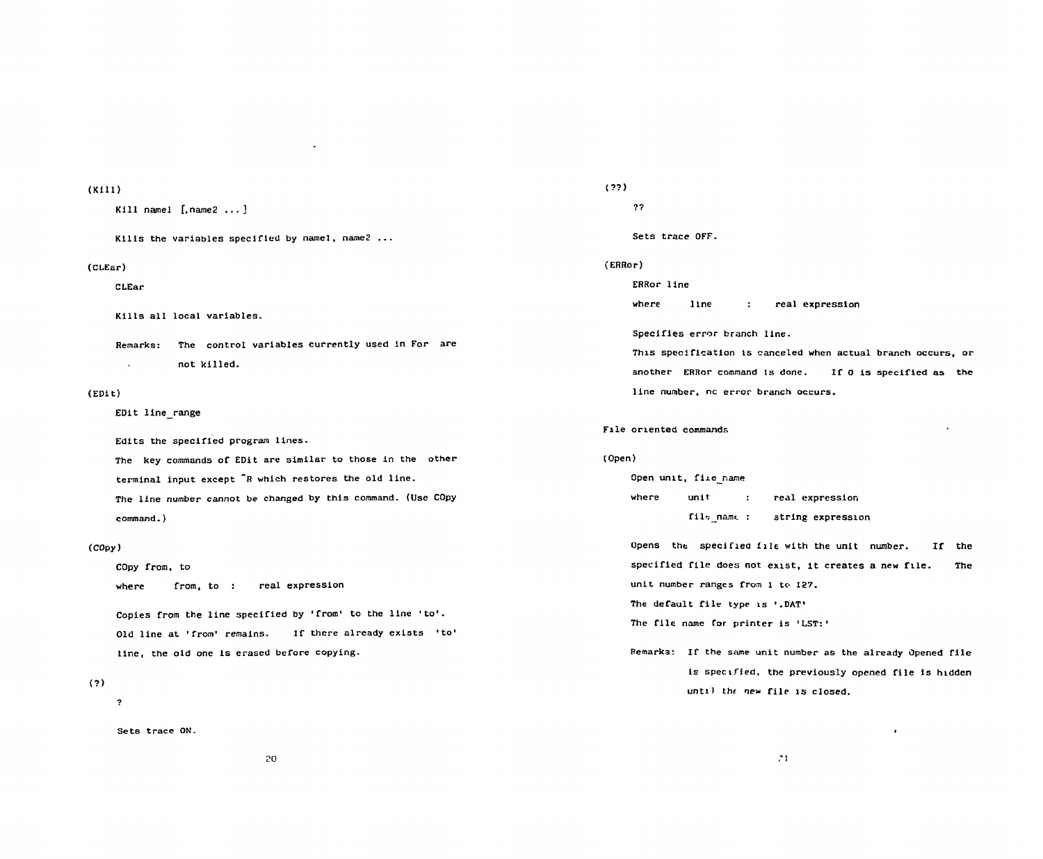(Kill)

Kill name1 [,name2 ... ]

Kills the variables specified by name1, name2 ...

(CLEar)

CLEar

Kills all local variables.

Remarks: The control variables currently used in For are not killed.

(EDit)

EDit line_range

Edits the specified program lines.
The key commands of EDit are similar to those in the other terminal input except ^R which restores the old line.
The line number cannot be changed by this command. (Use COpy command.)

(COpy)

COpy from, to

where from, to : real expression

Copies from the line specified by 'from' to the line 'to'.
Old line at 'from' remains. If there already exists 'to' line, the old one is erased before copying.

(?)

?

Sets trace ON.

(??)

??

Sets trace OFF.

(ERRor)

ERRor line

where line : real expression

Specifies error branch line.
This specification is canceled when actual branch occurs, or another ERRor command is done. If 0 is specified as the line number, no error branch occurs.

File oriented commands

(Open)

Open unit, file_name

where unit : real expression
file_name : string expression

Opens the specified file with the unit number. If the specified file does not exist, it creates a new file. The unit number ranges from 1 to 127.
The default file type is '.DAT'
The file name for printer is 'LST:'

Remarks: If the same unit number as the already Opened file is specified, the previously opened file is hidden until the new file is closed.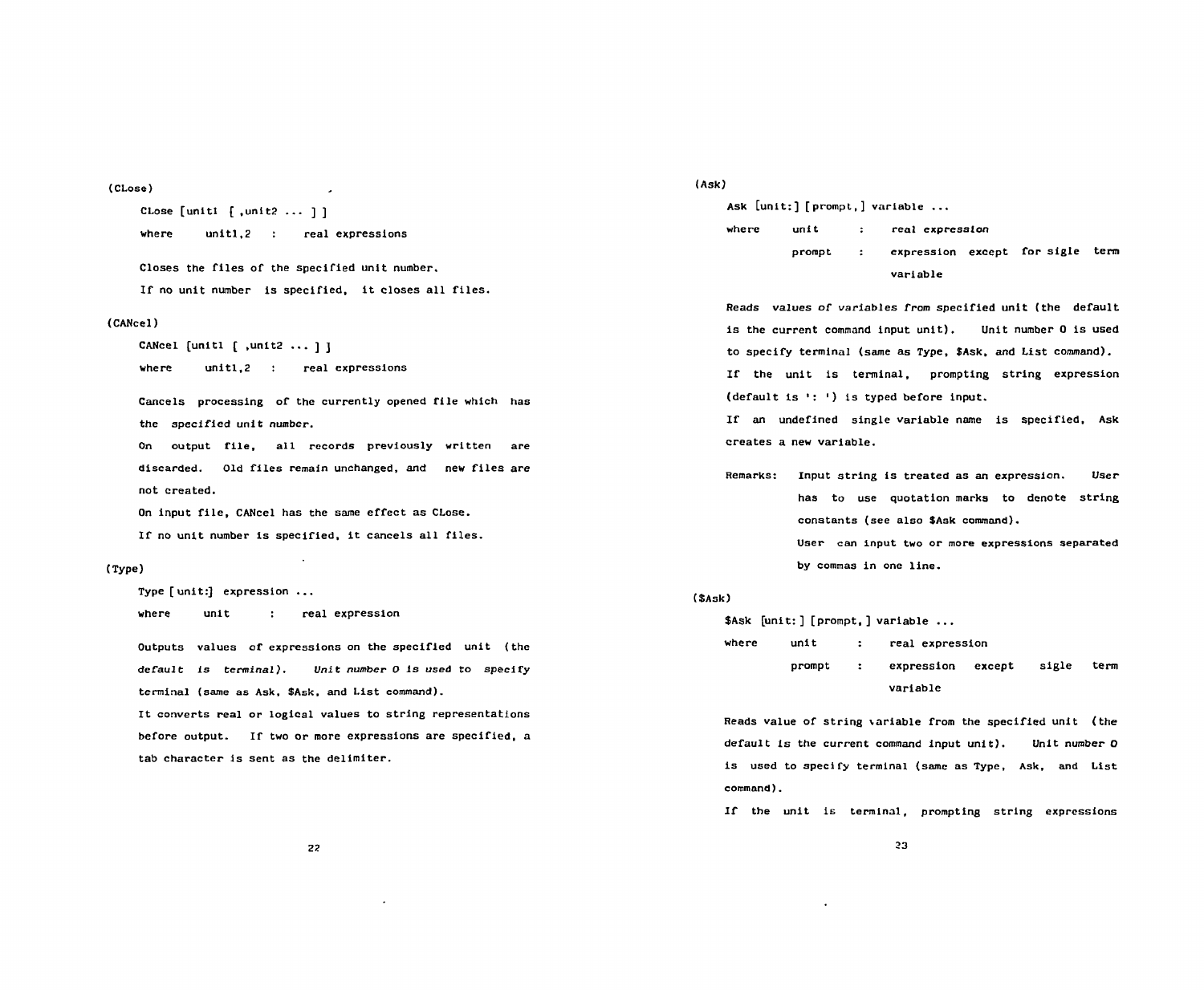(CLose)

CLose [unit1 [ ,unit2 ... ] ]

where unit1,2 : real expressions

Closes the files of the specified unit number.
If no unit number is specified, it closes all files.

(CANcel)

CANcel [unit1 [ ,unit2 ... ] ]

where unit1,2 : real expressions

Cancels processing of the currently opened file which has the specified unit number.
On output file, all records previously written are discarded. Old files remain unchanged, and new files are not created.
On input file, CANcel has the same effect as CLose.
If no unit number is specified, it cancels all files.

(Type)

Type [ unit:] expression ...

where unit : real expression

Outputs values of expressions on the specified unit (the default is terminal). Unit number 0 is used to specify terminal (same as Ask, $Ask, and List command).
It converts real or logical values to string representations before output. If two or more expressions are specified, a tab character is sent as the delimiter.

(Ask)

Ask [unit:] [prompt,] variable ...

where unit : real expression
prompt : expression except for sigle term variable

Reads values of variables from specified unit (the default is the current command input unit). Unit number 0 is used to specify terminal (same as Type, $Ask, and List command).
If the unit is terminal, prompting string expression (default is ': ') is typed before input.
If an undefined single variable name is specified, Ask creates a new variable.

Remarks: Input string is treated as an expression. User has to use quotation marks to denote string constants (see also $Ask command).
User can input two or more expressions separated by commas in one line.

($Ask)

$Ask [unit: ] [prompt, ] variable ...

where unit : real expression
prompt : expression except sigle term variable

Reads value of string variable from the specified unit (the default is the current command input unit). Unit number 0 is used to specify terminal (same as Type, Ask, and List command).
If the unit is terminal, prompting string expressions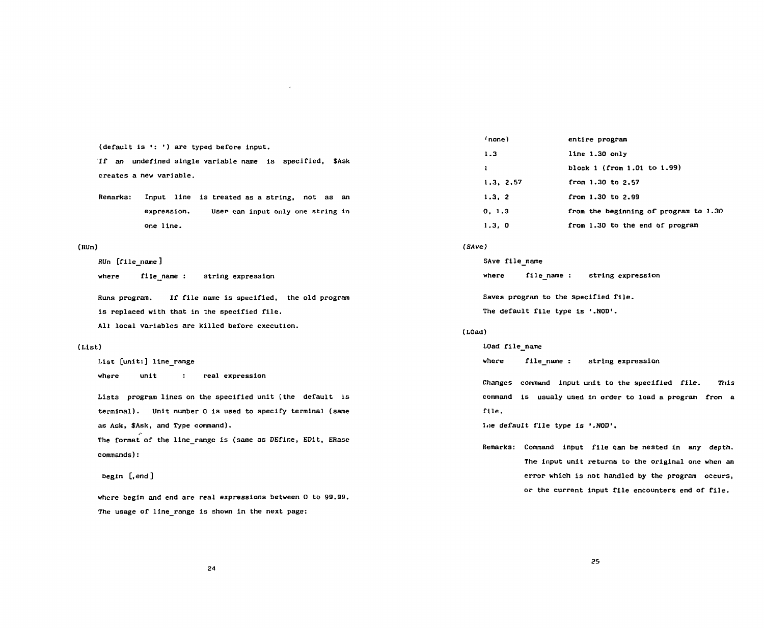(default is ': ') are typed before input.

If an undefined single variable name is specified, $Ask creates a new variable.

Remarks: Input line is treated as a string, not as an expression. User can input only one string in one line.

(RUn)

RUn [file_name]

where file_name : string expression

Runs program. If file name is specified, the old program is replaced with that in the specified file.
All local variables are killed before execution.

(List)

List [unit:] line_range

where unit : real expression

Lists program lines on the specified unit (the default is terminal). Unit number 0 is used to specify terminal (same as Ask, $Ask, and Type command).
The format of the line_range is (same as DEfine, EDit, ERase commands):

begin [,end]

where begin and end are real expressions between 0 to 99.99.
The usage of line_range is shown in the next page:

| | |
|---|---|
| (none) | entire program |
| 1.3 | line 1.30 only |
| 1 | block 1 (from 1.01 to 1.99) |
| 1.3, 2.57 | from 1.30 to 2.57 |
| 1.3, 2 | from 1.30 to 2.99 |
| 0, 1.3 | from the beginning of program to 1.30 |
| 1.3, 0 | from 1.30 to the end of program |

(SAve)

SAve file_name

where file_name : string expression

Saves program to the specified file.
The default file type is '.NOD'.

(LOad)

LOad file_name

where file_name : string expression

Changes command input unit to the specified file. This command is usualy used in order to load a program from a file.
The default file type is '.NOD'.

Remarks: Command input file can be nested in any depth. The input unit returns to the original one when an error which is not handled by the program occurs, or the current input file encounters end of file.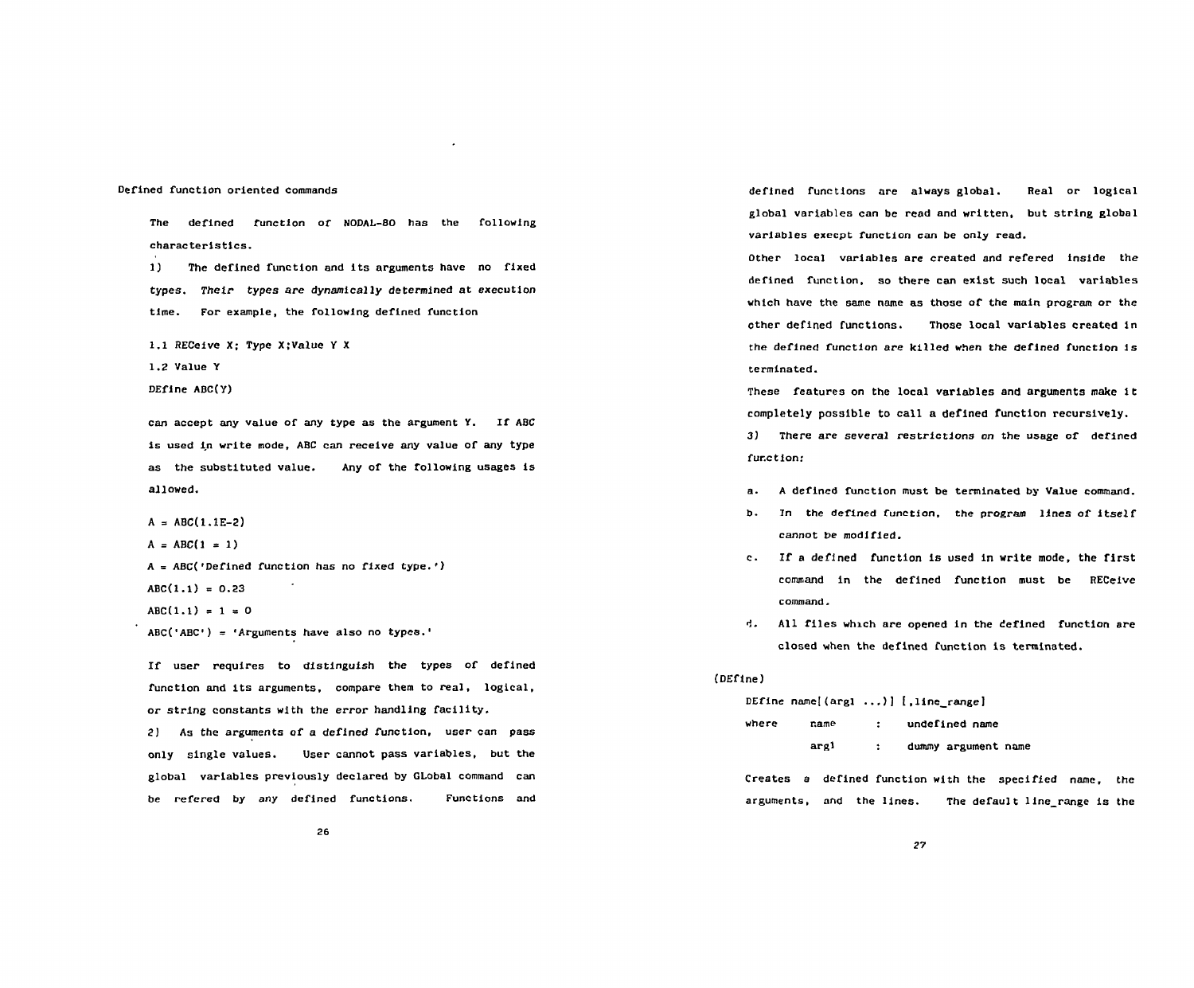## Defined function oriented commands

The defined function of NODAL-80 has the following characteristics.

1) The defined function and its arguments have no fixed types. *Their types are dynamically determined at execution time.* For example, the following defined function

```
1.1 RECeive X; Type X;Value Y X
1.2 Value Y
DEfine ABC(Y)
```

can accept any value of any type as the argument Y. If ABC is used in write mode, ABC can receive any value of any type as the substituted value. Any of the following usages is allowed.

```
A = ABC(1.1E-2)
A = ABC(1 = 1)
A = ABC('Defined function has no fixed type.')
ABC(1.1) = 0.23
ABC(1.1) = 1 = 0
ABC('ABC') = 'Arguments have also no types.'
```

If user requires to distinguish the types of defined function and its arguments, compare them to real, logical, or string constants with the error handling facility.

2) As the arguments of a defined function, user can pass only single values. User cannot pass variables, but the global variables previously declared by GLobal command can be refered by any defined functions. Functions and defined functions are always global. Real or logical global variables can be read and written, but string global variables except function can be only read.

Other local variables are created and refered inside the defined function, so there can exist such local variables which have the same name as those of the main program or the other defined functions. Those local variables created in the defined function are killed when the defined function is terminated.

These features on the local variables and arguments make it completely possible to call a defined function recursively.

3) *There are several restrictions on the usage of defined function:*

- a. A defined function must be terminated by Value command.
- b. In the defined function, the program lines of itself cannot be modified.
- c. If a defined function is used in write mode, the first command in the defined function must be RECeive command.
- d. All files which are opened in the defined function are closed when the defined function is terminated.

(DEfine)

```
DEfine name[(arg1 ...)] [,line_range]
```

where name : undefined name
arg1 : dummy argument name

Creates a defined function with the specified name, the arguments, and the lines. The default line_range is the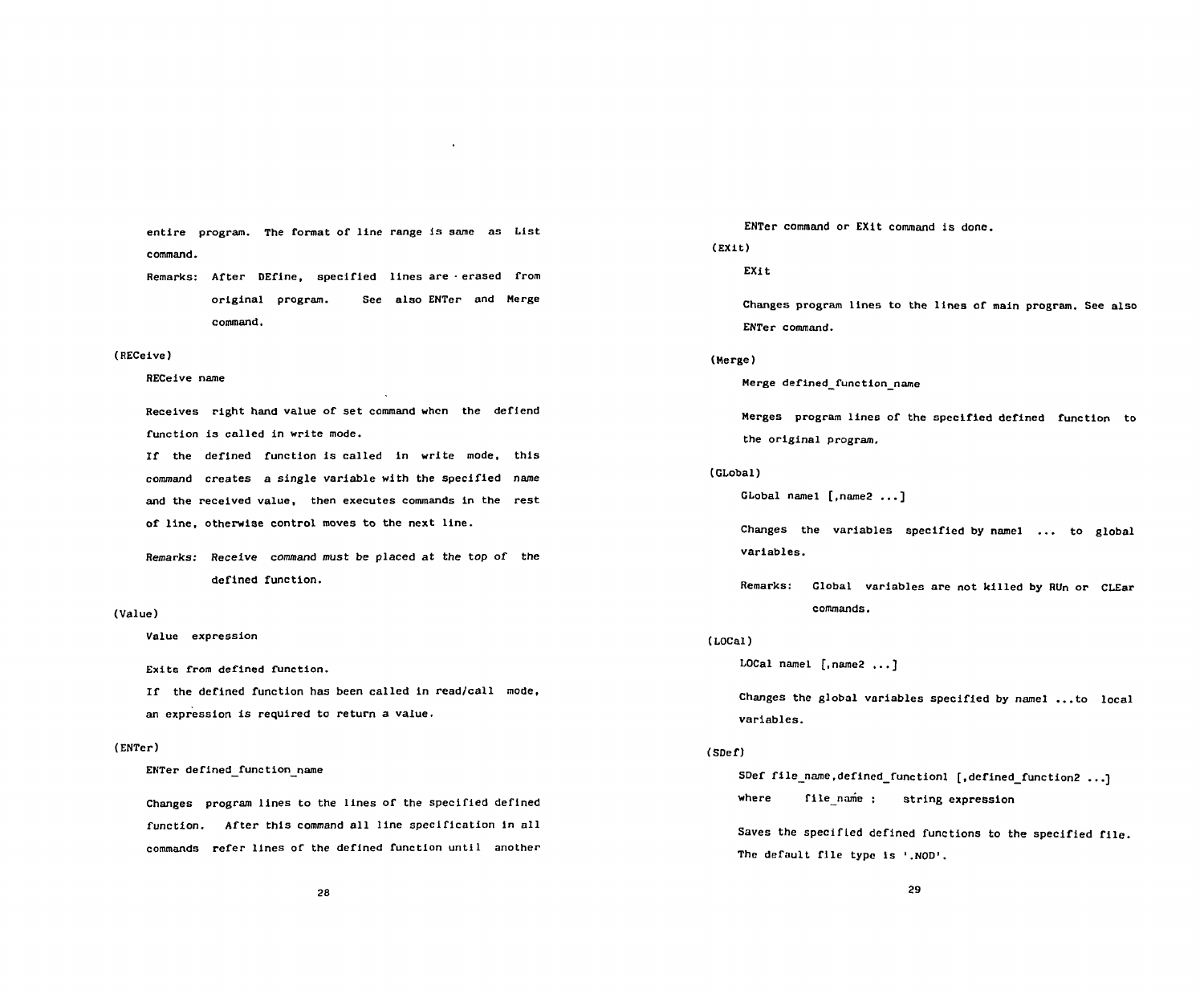entire program. The format of line range is same as List command.

Remarks: After DEfine, specified lines are erased from original program. See also ENTer and Merge command.

(RECeive)

RECeive name

Receives right hand value of set command when the defiend function is called in write mode.

If the defined function is called in write mode, this command creates a single variable with the specified name and the received value, then executes commands in the rest of line, otherwise control moves to the next line.

Remarks: Receive command must be placed at the top of the defined function.

(Value)

Value expression

Exits from defined function.

If the defined function has been called in read/call mode, an expression is required to return a value.

(ENTer)

ENTer defined_function_name

Changes program lines to the lines of the specified defined function. After this command all line specification in all commands refer lines of the defined function until another ENTer command or EXit command is done.

(EXit)

EXit

Changes program lines to the lines of main program. See also ENTer command.

(Merge)

Merge defined_function_name

Merges program lines of the specified defined function to the original program.

(GLobal)

GLobal name1 [,name2 ...]

Changes the variables specified by name1 ... to global variables.

Remarks: Global variables are not killed by RUn or CLEar commands.

(LOCal)

LOCal name1 [,name2 ...]

Changes the global variables specified by name1 ...to local variables.

(SDef)

SDef file_name,defined_function1 [,defined_function2 ...]

where file_name : string expression

Saves the specified defined functions to the specified file. The default file type is '.NOD'.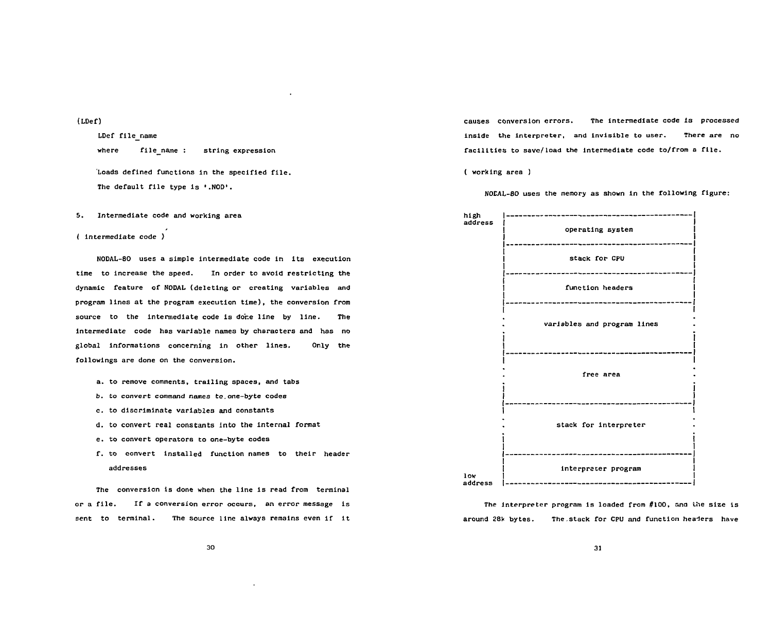(LDef)

LDef file_name

where file_name : string expression

Loads defined functions in the specified file.

The default file type is '.NOD'.

## 5. Intermediate code and working area

( intermediate code )

NODAL-80 uses a simple intermediate code in its execution time to increase the speed. In order to avoid restricting the dynamic feature of NODAL (deleting or creating variables and program lines at the program execution time), the conversion from source to the intermediate code is done line by line. The intermediate code has variable names by characters and has no global informations concerning in other lines. Only the followings are done on the conversion.

a. to remove comments, trailing spaces, and tabs

b. to convert command names to one-byte codes

c. to discriminate variables and constants

d. to convert real constants into the internal format

e. to convert operators to one-byte codes

f. to convert installed function names to their header addresses

The conversion is done when the line is read from terminal or a file. If a conversion error occurs, an error message is sent to terminal. The source line always remains even if it causes conversion errors. The intermediate code is processed inside the interpreter, and invisible to user. There are no facilities to save/load the intermediate code to/from a file.

( working area )

NODAL-80 uses the memory as shown in the following figure:

```
high    |-------------------------------------------|
address |                                           |
        |             operating system              |
        |                                           |
        |-------------------------------------------|
        |                                           |
        |              stack for CPU                |
        |                                           |
        |-------------------------------------------|
        |                                           |
        |             function headers              |
        |                                           |
        |-------------------------------------------|
        |                                           |
        .        variables and program lines        .
        .                                           .
        |                                           |
        |-------------------------------------------|
        |                                           |
        .                 free area                 .
        .                                           .
        |                                           |
        |-------------------------------------------|
        |                                           |
        .           stack for interpreter           .
        .                                           .
        |                                           |
        |-------------------------------------------|
        |                                           |
low     |            interpreter program            |
address |-------------------------------------------|
```

The interpreter program is loaded from #100, and the size is around 28k bytes. The stack for CPU and function headers have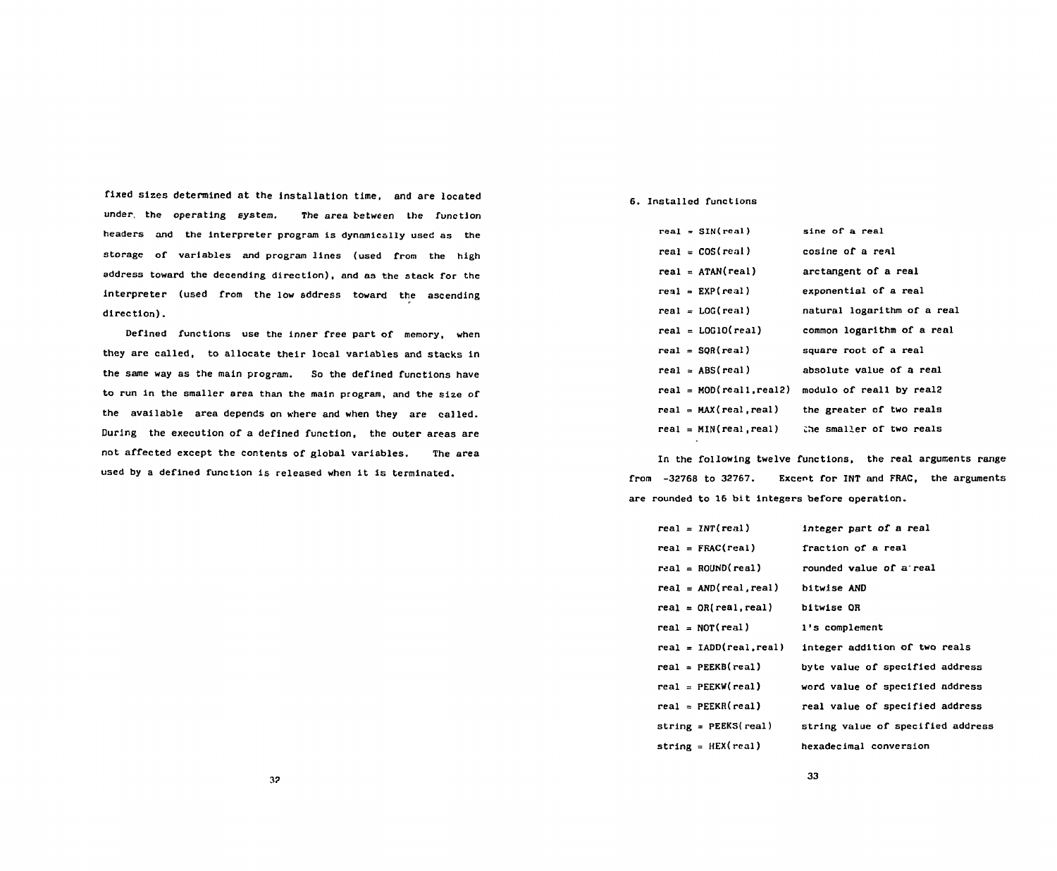fixed sizes determined at the installation time, and are located under the operating system. The area between the function headers and the interpreter program is dynamically used as the storage of variables and program lines (used from the high address toward the decending direction), and as the stack for the interpreter (used from the low address toward the ascending direction).

Defined functions use the inner free part of memory, when they are called, to allocate their local variables and stacks in the same way as the main program. So the defined functions have to run in the smaller area than the main program, and the size of the available area depends on where and when they are called. During the execution of a defined function, the outer areas are not affected except the contents of global variables. The area used by a defined function is released when it is terminated.

## 6. Installed functions

| | |
|---|---|
| real = SIN(real) | sine of a real |
| real = COS(real) | cosine of a real |
| real = ATAN(real) | arctangent of a real |
| real = EXP(real) | exponential of a real |
| real = LOG(real) | natural logarithm of a real |
| real = LOG10(real) | common logarithm of a real |
| real = SQR(real) | square root of a real |
| real = ABS(real) | absolute value of a real |
| real = MOD(real1,real2) | modulo of real1 by real2 |
| real = MAX(real,real) | the greater of two reals |
| real = MIN(real,real) | the smaller of two reals |

In the following twelve functions, the real arguments range from -32768 to 32767. Except for INT and FRAC, the arguments are rounded to 16 bit integers before operation.

| | |
|---|---|
| real = INT(real) | integer part of a real |
| real = FRAC(real) | fraction of a real |
| real = ROUND(real) | rounded value of a real |
| real = AND(real,real) | bitwise AND |
| real = OR(real,real) | bitwise OR |
| real = NOT(real) | 1's complement |
| real = IADD(real,real) | integer addition of two reals |
| real = PEEKB(real) | byte value of specified address |
| real = PEEKW(real) | word value of specified address |
| real = PEEKR(real) | real value of specified address |
| string = PEEKS(real) | string value of specified address |
| string = HEX(real) | hexadecimal conversion |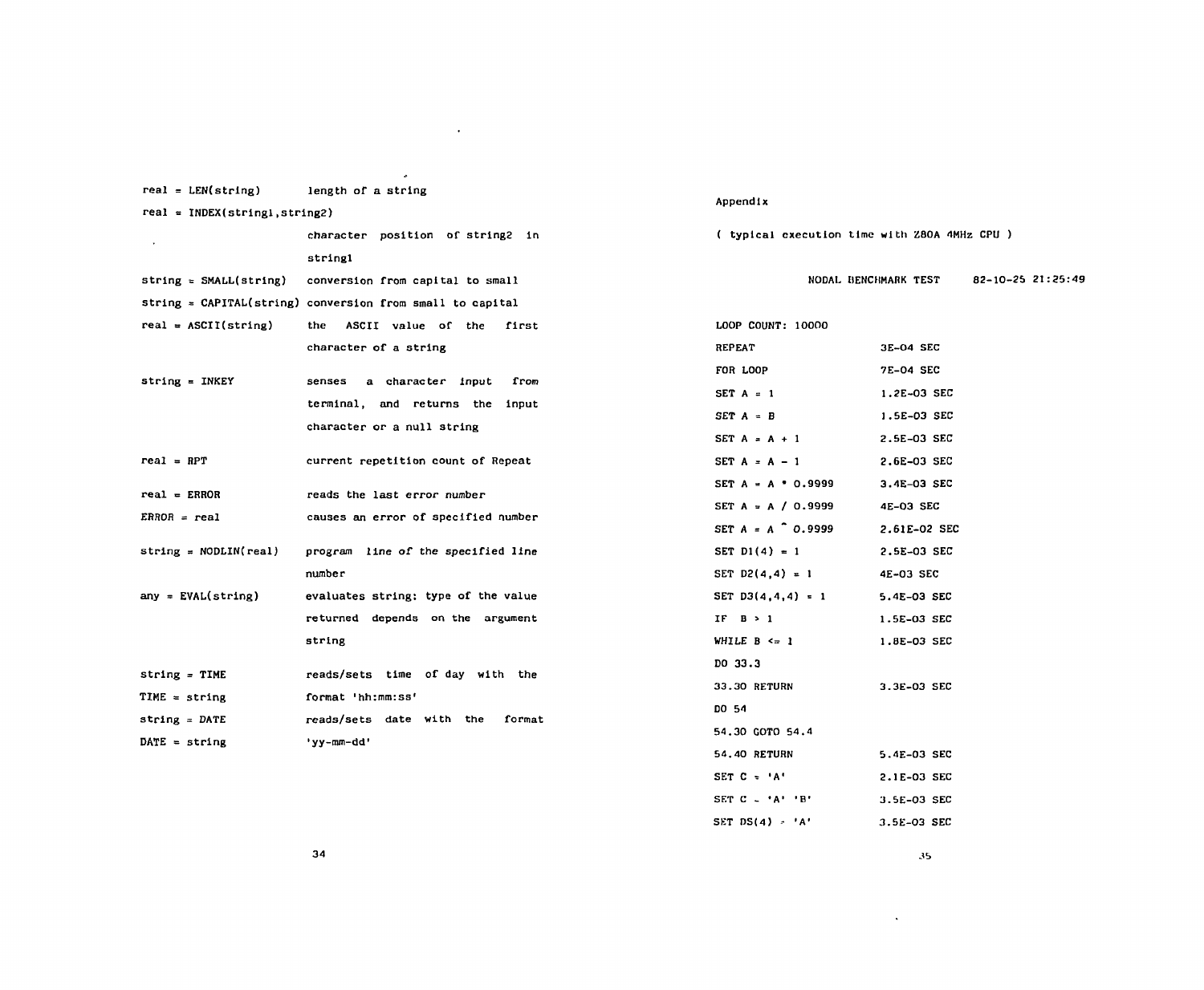| | |
|---|---|
| real = LEN(string) | length of a string |
| real = INDEX(string1,string2) | character position of string2 in string1 |
| string = SMALL(string) | conversion from capital to small |
| string = CAPITAL(string) | conversion from small to capital |
| real = ASCII(string) | the ASCII value of the first character of a string |
| string = INKEY | senses a character input from terminal, and returns the input character or a null string |
| real = RPT | current repetition count of Repeat |
| real = ERROR | reads the last error number |
| ERROR = real | causes an error of specified number |
| string = NODLIN(real) | program line of the specified line number |
| any = EVAL(string) | evaluates string: type of the value returned depends on the argument string |
| string = TIME<br>TIME = string | reads/sets time of day with the format 'hh:mm:ss' |
| string = DATE<br>DATE = string | reads/sets date with the format 'yy-mm-dd' |

## Appendix

( typical execution time with Z80A 4MHz CPU )

NODAL BENCHMARK TEST     82-10-25 21:25:49

LOOP COUNT: 10000

| | |
|---|---|
| REPEAT | 3E-04 SEC |
| FOR LOOP | 7E-04 SEC |
| SET A = 1 | 1.2E-03 SEC |
| SET A = B | 1.5E-03 SEC |
| SET A = A + 1 | 2.5E-03 SEC |
| SET A = A - 1 | 2.6E-03 SEC |
| SET A = A * 0.9999 | 3.4E-03 SEC |
| SET A = A / 0.9999 | 4E-03 SEC |
| SET A = A ^ 0.9999 | 2.61E-02 SEC |
| SET D1(4) = 1 | 2.5E-03 SEC |
| SET D2(4,4) = 1 | 4E-03 SEC |
| SET D3(4,4,4) = 1 | 5.4E-03 SEC |
| IF B > 1 | 1.5E-03 SEC |
| WHILE B <= 1 | 1.8E-03 SEC |
| DO 33.3 | |
| 33.30 RETURN | 3.3E-03 SEC |
| DO 54 | |
| 54.30 GOTO 54.4 | |
| 54.40 RETURN | 5.4E-03 SEC |
| SET C = 'A' | 2.1E-03 SEC |
| SET C = 'A' 'B' | 3.5E-03 SEC |
| SET DS(4) = 'A' | 3.5E-03 SEC |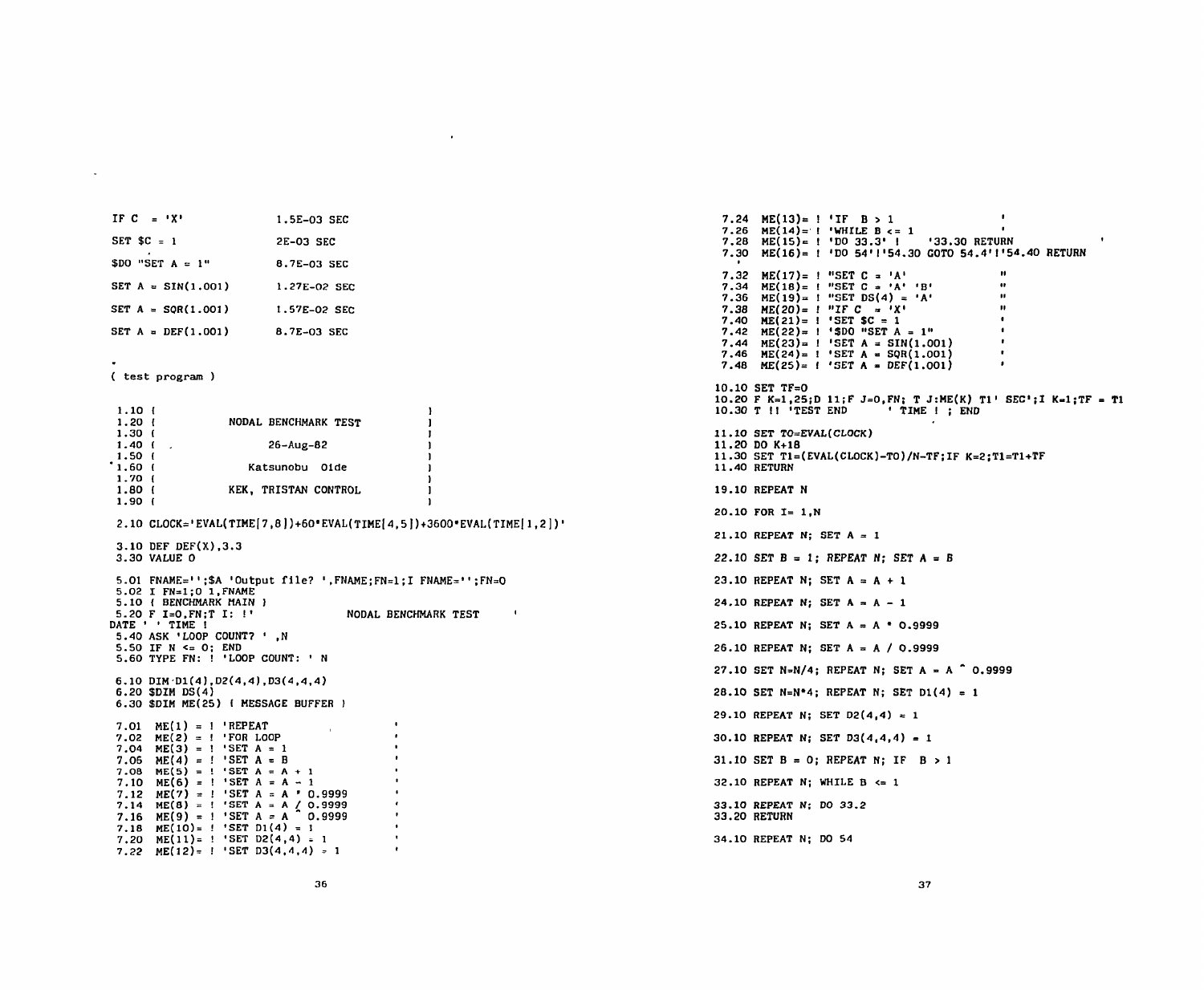| | |
|---|---|
| IF C = 'X' | 1.5E-03 SEC |
| SET $C = 1 | 2E-03 SEC |
| $DO "SET A = 1" | 8.7E-03 SEC |
| SET A = SIN(1.001) | 1.27E-02 SEC |
| SET A = SQR(1.001) | 1.57E-02 SEC |
| SET A = DEF(1.001) | 8.7E-03 SEC |

( test program )

```
 1.10 (                                              )
 1.20 (            NODAL BENCHMARK TEST              )
 1.30 (                                              )
 1.40 (                 26-Aug-82                    )
 1.50 (                                              )
 1.60 (             Katsunobu  Oide                  )
 1.70 (                                              )
 1.80 (           KEK, TRISTAN CONTROL               )
 1.90 (                                              )

 2.10 CLOCK='EVAL(TIME[7,8])+60*EVAL(TIME[4,5])+3600*EVAL(TIME[1,2])'

 3.10 DEF DEF(X),3.3
 3.30 VALUE 0

 5.01 FNAME='';$A 'Output file? ',FNAME;FN=1;I FNAME='';FN=0
 5.02 I FN=1;O 1,FNAME
 5.10 ( BENCHMARK MAIN )
 5.20 F I=0,FN;T I: !'                 NODAL BENCHMARK TEST      '
DATE ' ' TIME !
 5.40 ASK 'LOOP COUNT? ' ,N
 5.50 IF N <= 0; END
 5.60 TYPE FN: ! 'LOOP COUNT: ' N

 6.10 DIM D1(4),D2(4,4),D3(4,4,4)
 6.20 $DIM DS(4)
 6.30 $DIM ME(25) ( MESSAGE BUFFER )

 7.01  ME(1) = ! 'REPEAT                    '
 7.02  ME(2) = ! 'FOR LOOP                  '
 7.04  ME(3) = ! 'SET A = 1                 '
 7.06  ME(4) = ! 'SET A = B                 '
 7.08  ME(5) = ! 'SET A = A + 1             '
 7.10  ME(6) = ! 'SET A = A - 1             '
 7.12  ME(7) = ! 'SET A = A * 0.9999        '
 7.14  ME(8) = ! 'SET A = A / 0.9999        '
 7.16  ME(9) = ! 'SET A = A ^ 0.9999        '
 7.18  ME(10)= ! 'SET D1(4) = 1             '
 7.20  ME(11)= ! 'SET D2(4,4) = 1           '
 7.22  ME(12)= ! 'SET D3(4,4,4) = 1         '
 7.24  ME(13)= ! 'IF  B > 1                 '
 7.26  ME(14)= ! 'WHILE B <= 1              '
 7.28  ME(15)= ! 'DO 33.3' !    '33.30 RETURN           '
 7.30  ME(16)= ! 'DO 54'!'54.30 GOTO 54.4'!'54.40 RETURN
 
 7.32  ME(17)= ! "SET C = 'A'               "
 7.34  ME(18)= ! "SET C = 'A' 'B'           "
 7.36  ME(19)= ! "SET DS(4) = 'A'           "
 7.38  ME(20)= ! "IF C  = 'X'               "
 7.40  ME(21)= ! 'SET $C = 1                '
 7.42  ME(22)= ! '$DO "SET A = 1"           '
 7.44  ME(23)= ! 'SET A = SIN(1.001)        '
 7.46  ME(24)= ! 'SET A = SQR(1.001)        '
 7.48  ME(25)= ! 'SET A = DEF(1.001)        '

10.10 SET TF=0
10.20 F K=1,25;D 11;F J=0,FN; T J:ME(K) T1' SEC';I K=1;TF = T1
10.30 T !! 'TEST END      ' TIME ! ; END

11.10 SET TO=EVAL(CLOCK)
11.20 DO K+18
11.30 SET T1=(EVAL(CLOCK)-TO)/N-TF;IF K=2;T1=T1+TF
11.40 RETURN

19.10 REPEAT N

20.10 FOR I= 1,N

21.10 REPEAT N; SET A = 1

22.10 SET B = 1; REPEAT N; SET A = B

23.10 REPEAT N; SET A = A + 1

24.10 REPEAT N; SET A = A - 1

25.10 REPEAT N; SET A = A * 0.9999

26.10 REPEAT N; SET A = A / 0.9999

27.10 SET N=N/4; REPEAT N; SET A = A ^ 0.9999

28.10 SET N=N*4; REPEAT N; SET D1(4) = 1

29.10 REPEAT N; SET D2(4,4) = 1

30.10 REPEAT N; SET D3(4,4,4) = 1

31.10 SET B = 0; REPEAT N; IF  B > 1

32.10 REPEAT N; WHILE B <= 1

33.10 REPEAT N; DO 33.2
33.20 RETURN

34.10 REPEAT N; DO 54
```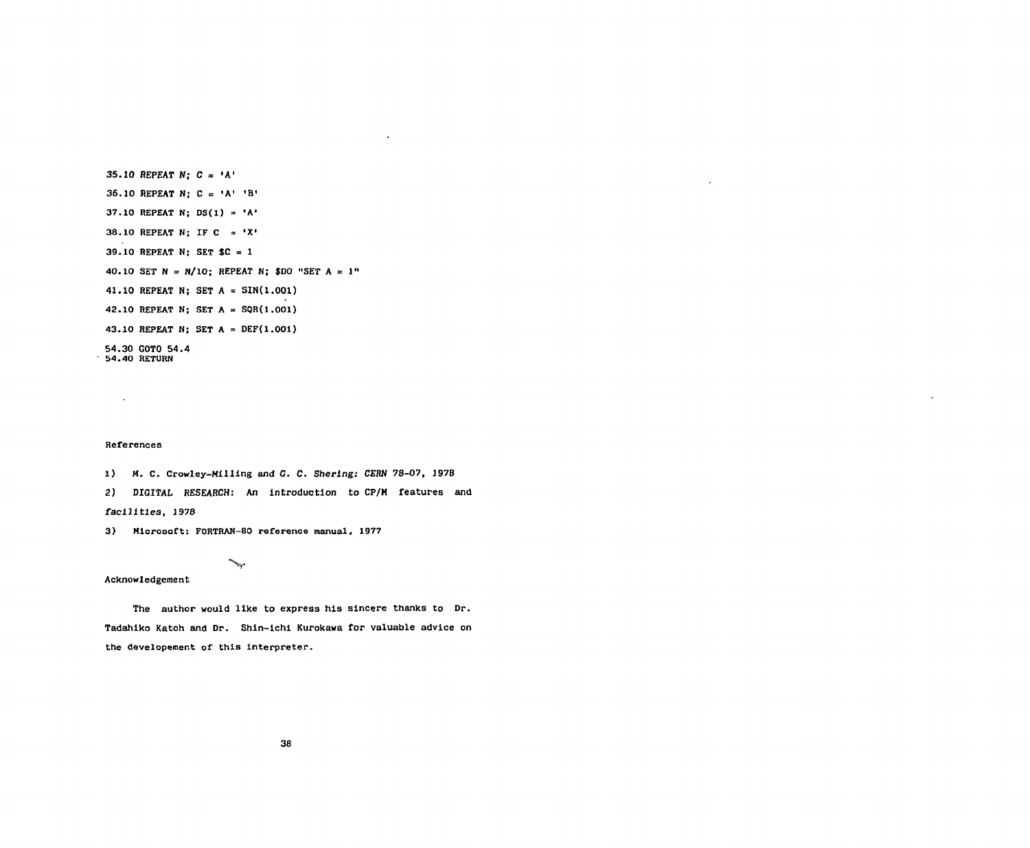```
35.10 REPEAT N; C = 'A'
36.10 REPEAT N; C = 'A' 'B'
37.10 REPEAT N; DS(1) = 'A'
38.10 REPEAT N; IF C  = 'X'
39.10 REPEAT N; SET $C = 1
40.10 SET N = N/10; REPEAT N; $DO "SET A = 1"
41.10 REPEAT N; SET A = SIN(1.001)
42.10 REPEAT N; SET A = SQR(1.001)
43.10 REPEAT N; SET A = DEF(1.001)
54.30 GOTO 54.4
54.40 RETURN
```

References

1) M. C. Crowley-Milling and G. C. Shering: *CERN 78-07*, 1978

2) DIGITAL RESEARCH: An introduction to CP/M features and *facilities*, 1978

3) Microsoft: FORTRAN-80 reference manual, 1977

Acknowledgement

The author would like to express his sincere thanks to Dr. Tadahiko Katoh and Dr. Shin-ichi Kurokawa for valuable advice on the developement of this interpreter.